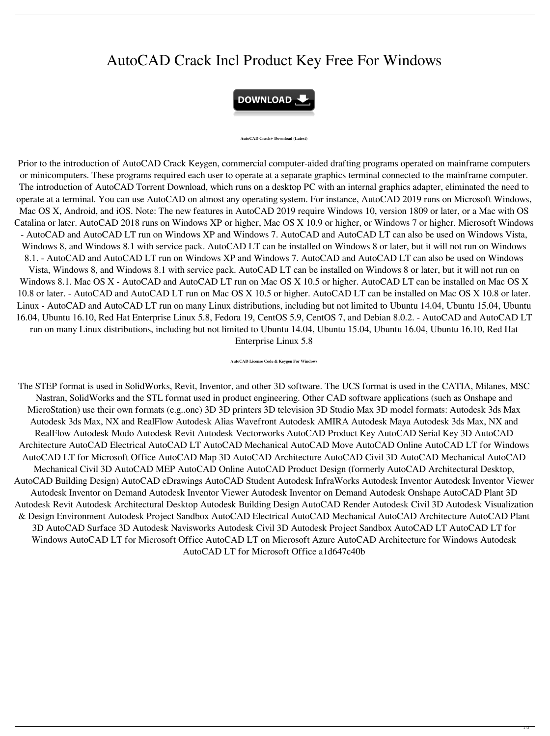# AutoCAD Crack Incl Product Key Free For Windows

**DOWNLOAD**

###### AutoCAD Crack+ Download (Latest)

Prior to the introduction of AutoCAD Crack Keygen, commercial computer-aided drafting programs operated on mainframe computers or minicomputers. These programs required each user to operate at a separate graphics terminal connected to the mainframe computer. The introduction of AutoCAD Torrent Download, which runs on a desktop PC with an internal graphics adapter, eliminated the need to operate at a terminal. You can use AutoCAD on almost any operating system. For instance, AutoCAD 2019 runs on Microsoft Windows, Mac OS X, Android, and iOS. Note: The new features in AutoCAD 2019 require Windows 10, version 1809 or later, or a Mac with OS Catalina or later. AutoCAD 2018 runs on Windows XP or higher, Mac OS X 10.9 or higher, or Windows 7 or higher. Microsoft Windows - AutoCAD and AutoCAD LT run on Windows XP and Windows 7. AutoCAD and AutoCAD LT can also be used on Windows Vista, Windows 8, and Windows 8.1 with service pack. AutoCAD LT can be installed on Windows 8 or later, but it will not run on Windows 8.1. - AutoCAD and AutoCAD LT run on Windows XP and Windows 7. AutoCAD and AutoCAD LT can also be used on Windows Vista, Windows 8, and Windows 8.1 with service pack. AutoCAD LT can be installed on Windows 8 or later, but it will not run on Windows 8.1. Mac OS X - AutoCAD and AutoCAD LT run on Mac OS X 10.5 or higher. AutoCAD LT can be installed on Mac OS X 10.8 or later. - AutoCAD and AutoCAD LT run on Mac OS X 10.5 or higher. AutoCAD LT can be installed on Mac OS X 10.8 or later. Linux - AutoCAD and AutoCAD LT run on many Linux distributions, including but not limited to Ubuntu 14.04, Ubuntu 15.04, Ubuntu 16.04, Ubuntu 16.10, Red Hat Enterprise Linux 5.8, Fedora 19, CentOS 5.9, CentOS 7, and Debian 8.0.2. - AutoCAD and AutoCAD LT run on many Linux distributions, including but not limited to Ubuntu 14.04, Ubuntu 15.04, Ubuntu 16.04, Ubuntu 16.10, Red Hat Enterprise Linux 5.8

###### AutoCAD License Code & Keygen For Windows

The STEP format is used in SolidWorks, Revit, Inventor, and other 3D software. The UCS format is used in the CATIA, Milanes, MSC Nastran, SolidWorks and the STL format used in product engineering. Other CAD software applications (such as Onshape and MicroStation) use their own formats (e.g..onc) 3D 3D printers 3D television 3D Studio Max 3D model formats: Autodesk 3ds Max Autodesk 3ds Max, NX and RealFlow Autodesk Alias Wavefront Autodesk AMIRA Autodesk Maya Autodesk 3ds Max, NX and RealFlow Autodesk Modo Autodesk Revit Autodesk Vectorworks AutoCAD Product Key AutoCAD Serial Key 3D AutoCAD Architecture AutoCAD Electrical AutoCAD LT AutoCAD Mechanical AutoCAD Move AutoCAD Online AutoCAD LT for Windows AutoCAD LT for Microsoft Office AutoCAD Map 3D AutoCAD Architecture AutoCAD Civil 3D AutoCAD Mechanical AutoCAD Mechanical Civil 3D AutoCAD MEP AutoCAD Online AutoCAD Product Design (formerly AutoCAD Architectural Desktop, AutoCAD Building Design) AutoCAD eDrawings AutoCAD Student Autodesk InfraWorks Autodesk Inventor Autodesk Inventor Viewer Autodesk Inventor on Demand Autodesk Inventor Viewer Autodesk Inventor on Demand Autodesk Onshape AutoCAD Plant 3D Autodesk Revit Autodesk Architectural Desktop Autodesk Building Design AutoCAD Render Autodesk Civil 3D Autodesk Visualization & Design Environment Autodesk Project Sandbox AutoCAD Electrical AutoCAD Mechanical AutoCAD Architecture AutoCAD Plant 3D AutoCAD Surface 3D Autodesk Navisworks Autodesk Civil 3D Autodesk Project Sandbox AutoCAD LT AutoCAD LT for Windows AutoCAD LT for Microsoft Office AutoCAD LT on Microsoft Azure AutoCAD Architecture for Windows Autodesk AutoCAD LT for Microsoft Office a1d647c40b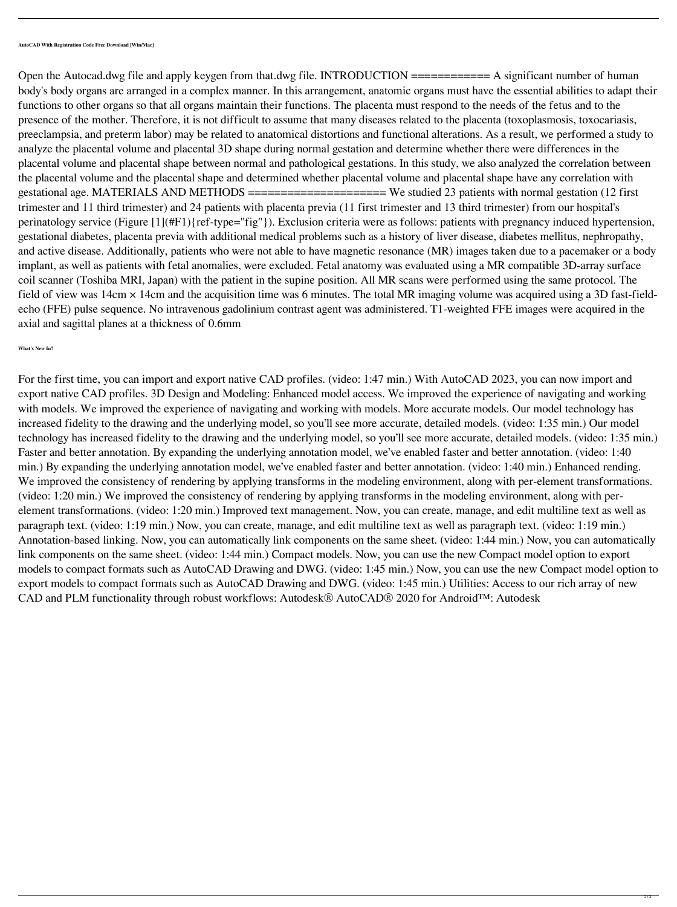**AutoCAD With Registration Code Free Download [Win/Mac]**

Open the Autocad.dwg file and apply keygen from that.dwg file. INTRODUCTION ============ A significant number of human body's body organs are arranged in a complex manner. In this arrangement, anatomic organs must have the essential abilities to adapt their functions to other organs so that all organs maintain their functions. The placenta must respond to the needs of the fetus and to the presence of the mother. Therefore, it is not difficult to assume that many diseases related to the placenta (toxoplasmosis, toxocariasis, preeclampsia, and preterm labor) may be related to anatomical distortions and functional alterations. As a result, we performed a study to analyze the placental volume and placental 3D shape during normal gestation and determine whether there were differences in the placental volume and placental shape between normal and pathological gestations. In this study, we also analyzed the correlation between the placental volume and the placental shape and determined whether placental volume and placental shape have any correlation with gestational age. MATERIALS AND METHODS ===================== We studied 23 patients with normal gestation (12 first trimester and 11 third trimester) and 24 patients with placenta previa (11 first trimester and 13 third trimester) from our hospital's perinatology service (Figure [1](#F1){ref-type="fig"}). Exclusion criteria were as follows: patients with pregnancy induced hypertension, gestational diabetes, placenta previa with additional medical problems such as a history of liver disease, diabetes mellitus, nephropathy, and active disease. Additionally, patients who were not able to have magnetic resonance (MR) images taken due to a pacemaker or a body implant, as well as patients with fetal anomalies, were excluded. Fetal anatomy was evaluated using a MR compatible 3D-array surface coil scanner (Toshiba MRI, Japan) with the patient in the supine position. All MR scans were performed using the same protocol. The field of view was 14cm × 14cm and the acquisition time was 6 minutes. The total MR imaging volume was acquired using a 3D fast-field-echo (FFE) pulse sequence. No intravenous gadolinium contrast agent was administered. T1-weighted FFE images were acquired in the axial and sagittal planes at a thickness of 0.6mm

**What's New In?**

For the first time, you can import and export native CAD profiles. (video: 1:47 min.) With AutoCAD 2023, you can now import and export native CAD profiles. 3D Design and Modeling: Enhanced model access. We improved the experience of navigating and working with models. We improved the experience of navigating and working with models. More accurate models. Our model technology has increased fidelity to the drawing and the underlying model, so you'll see more accurate, detailed models. (video: 1:35 min.) Our model technology has increased fidelity to the drawing and the underlying model, so you'll see more accurate, detailed models. (video: 1:35 min.) Faster and better annotation. By expanding the underlying annotation model, we've enabled faster and better annotation. (video: 1:40 min.) By expanding the underlying annotation model, we've enabled faster and better annotation. (video: 1:40 min.) Enhanced rending. We improved the consistency of rendering by applying transforms in the modeling environment, along with per-element transformations. (video: 1:20 min.) We improved the consistency of rendering by applying transforms in the modeling environment, along with per-element transformations. (video: 1:20 min.) Improved text management. Now, you can create, manage, and edit multiline text as well as paragraph text. (video: 1:19 min.) Now, you can create, manage, and edit multiline text as well as paragraph text. (video: 1:19 min.) Annotation-based linking. Now, you can automatically link components on the same sheet. (video: 1:44 min.) Now, you can automatically link components on the same sheet. (video: 1:44 min.) Compact models. Now, you can use the new Compact model option to export models to compact formats such as AutoCAD Drawing and DWG. (video: 1:45 min.) Now, you can use the new Compact model option to export models to compact formats such as AutoCAD Drawing and DWG. (video: 1:45 min.) Utilities: Access to our rich array of new CAD and PLM functionality through robust workflows: Autodesk® AutoCAD® 2020 for Android™: Autodesk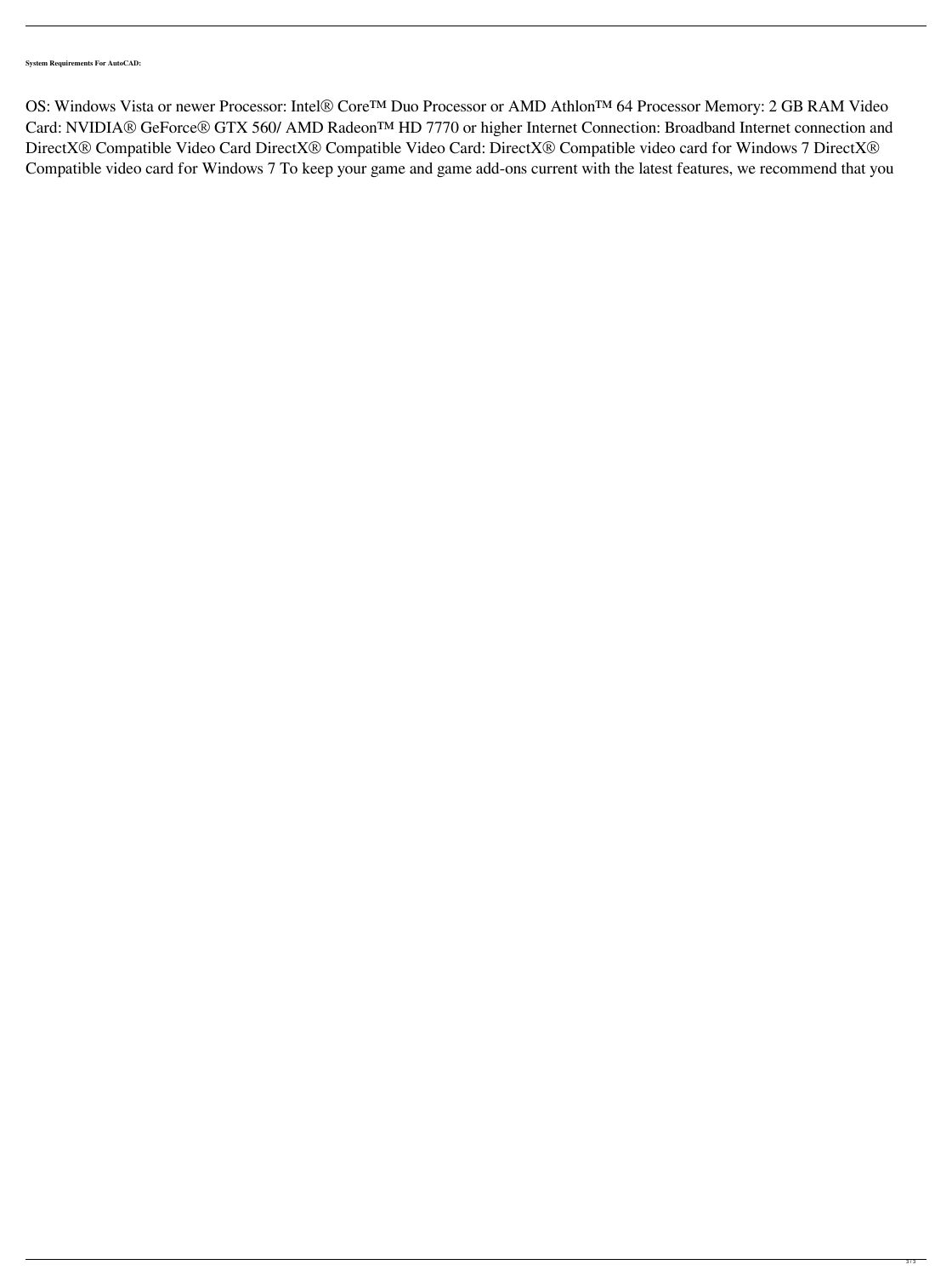**System Requirements For AutoCAD:**

OS: Windows Vista or newer Processor: Intel® Core™ Duo Processor or AMD Athlon™ 64 Processor Memory: 2 GB RAM Video Card: NVIDIA® GeForce® GTX 560/ AMD Radeon™ HD 7770 or higher Internet Connection: Broadband Internet connection and DirectX® Compatible Video Card DirectX® Compatible Video Card: DirectX® Compatible video card for Windows 7 DirectX® Compatible video card for Windows 7 To keep your game and game add-ons current with the latest features, we recommend that you